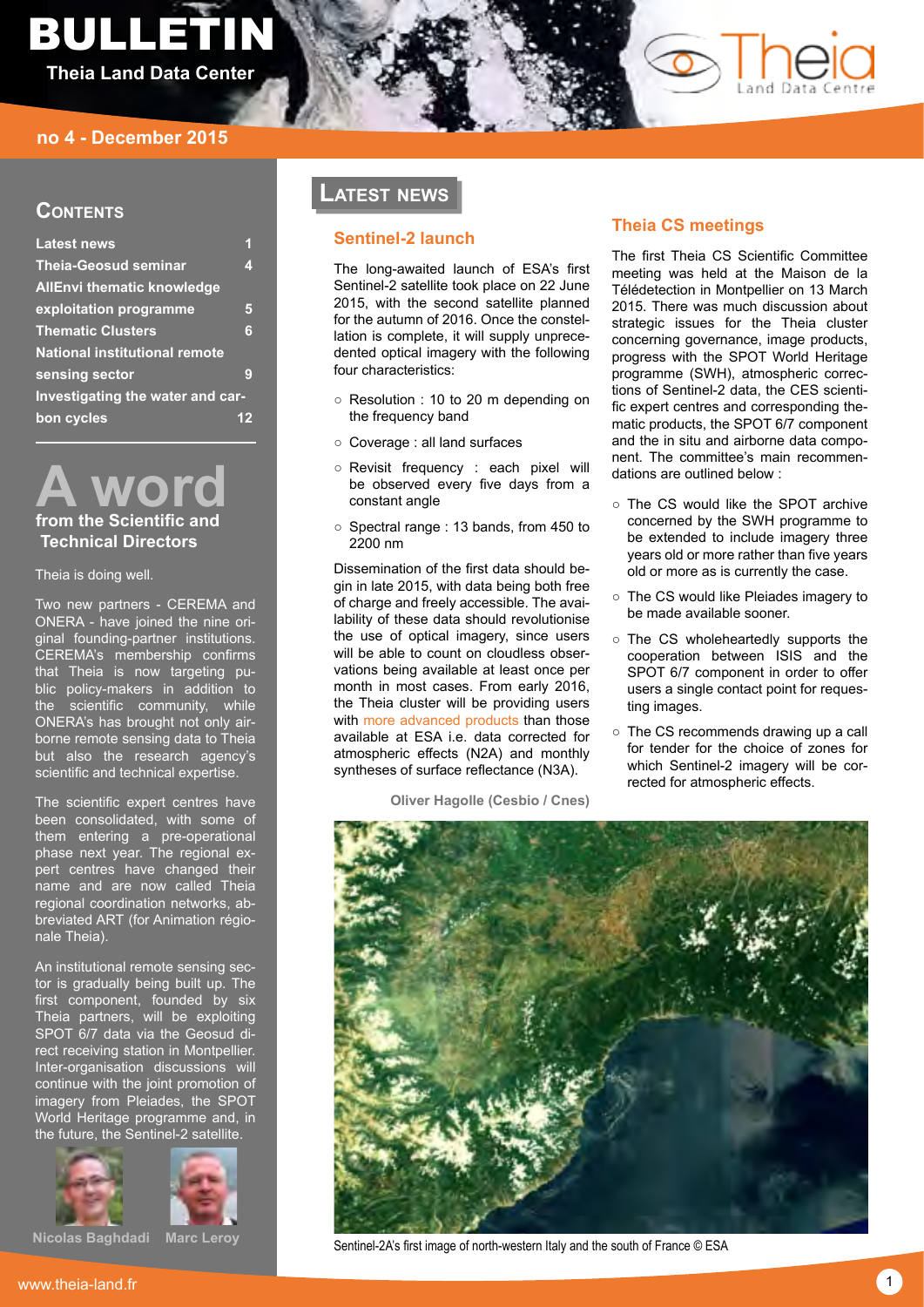# BULLETIN

**Theia Land Data Center**

**no 4 - December 2015**

## Contents

| | |
|---|---|
| Latest news | 1 |
| Theia-Geosud seminar | 4 |
| AllEnvi thematic knowledge exploitation programme | 5 |
| Thematic Clusters | 6 |
| National institutional remote sensing sector | 9 |
| Investigating the water and carbon cycles | 12 |

## A word from the Scientific and Technical Directors

Theia is doing well.

Two new partners - CEREMA and ONERA - have joined the nine original founding-partner institutions. CEREMA's membership confirms that Theia is now targeting public policy-makers in addition to the scientific community, while ONERA's has brought not only airborne remote sensing data to Theia but also the research agency's scientific and technical expertise.

The scientific expert centres have been consolidated, with some of them entering a pre-operational phase next year. The regional expert centres have changed their name and are now called Theia regional coordination networks, abbreviated ART (for Animation régionale Theia).

An institutional remote sensing sector is gradually being built up. The first component, founded by six Theia partners, will be exploiting SPOT 6/7 data via the Geosud direct receiving station in Montpellier. Inter-organisation discussions will continue with the joint promotion of imagery from Pleiades, the SPOT World Heritage programme and, in the future, the Sentinel-2 satellite.

**Nicolas Baghdadi** **Marc Leroy**

## Latest news

### Sentinel-2 launch

The long-awaited launch of ESA's first Sentinel-2 satellite took place on 22 June 2015, with the second satellite planned for the autumn of 2016. Once the constellation is complete, it will supply unprecedented optical imagery with the following four characteristics:

- Resolution : 10 to 20 m depending on the frequency band
- Coverage : all land surfaces
- Revisit frequency : each pixel will be observed every five days from a constant angle
- Spectral range : 13 bands, from 450 to 2200 nm

Dissemination of the first data should begin in late 2015, with data being both free of charge and freely accessible. The availability of these data should revolutionise the use of optical imagery, since users will be able to count on cloudless observations being available at least once per month in most cases. From early 2016, the Theia cluster will be providing users with more advanced products than those available at ESA i.e. data corrected for atmospheric effects (N2A) and monthly syntheses of surface reflectance (N3A).

**Oliver Hagolle (Cesbio / Cnes)**

### Theia CS meetings

The first Theia CS Scientific Committee meeting was held at the Maison de la Télédetection in Montpellier on 13 March 2015. There was much discussion about strategic issues for the Theia cluster concerning governance, image products, progress with the SPOT World Heritage programme (SWH), atmospheric corrections of Sentinel-2 data, the CES scientific expert centres and corresponding thematic products, the SPOT 6/7 component and the in situ and airborne data component. The committee's main recommendations are outlined below :

- The CS would like the SPOT archive concerned by the SWH programme to be extended to include imagery three years old or more rather than five years old or more as is currently the case.
- The CS would like Pleiades imagery to be made available sooner.
- The CS wholeheartedly supports the cooperation between ISIS and the SPOT 6/7 component in order to offer users a single contact point for requesting images.
- The CS recommends drawing up a call for tender for the choice of zones for which Sentinel-2 imagery will be corrected for atmospheric effects.

Sentinel-2A's first image of north-western Italy and the south of France © ESA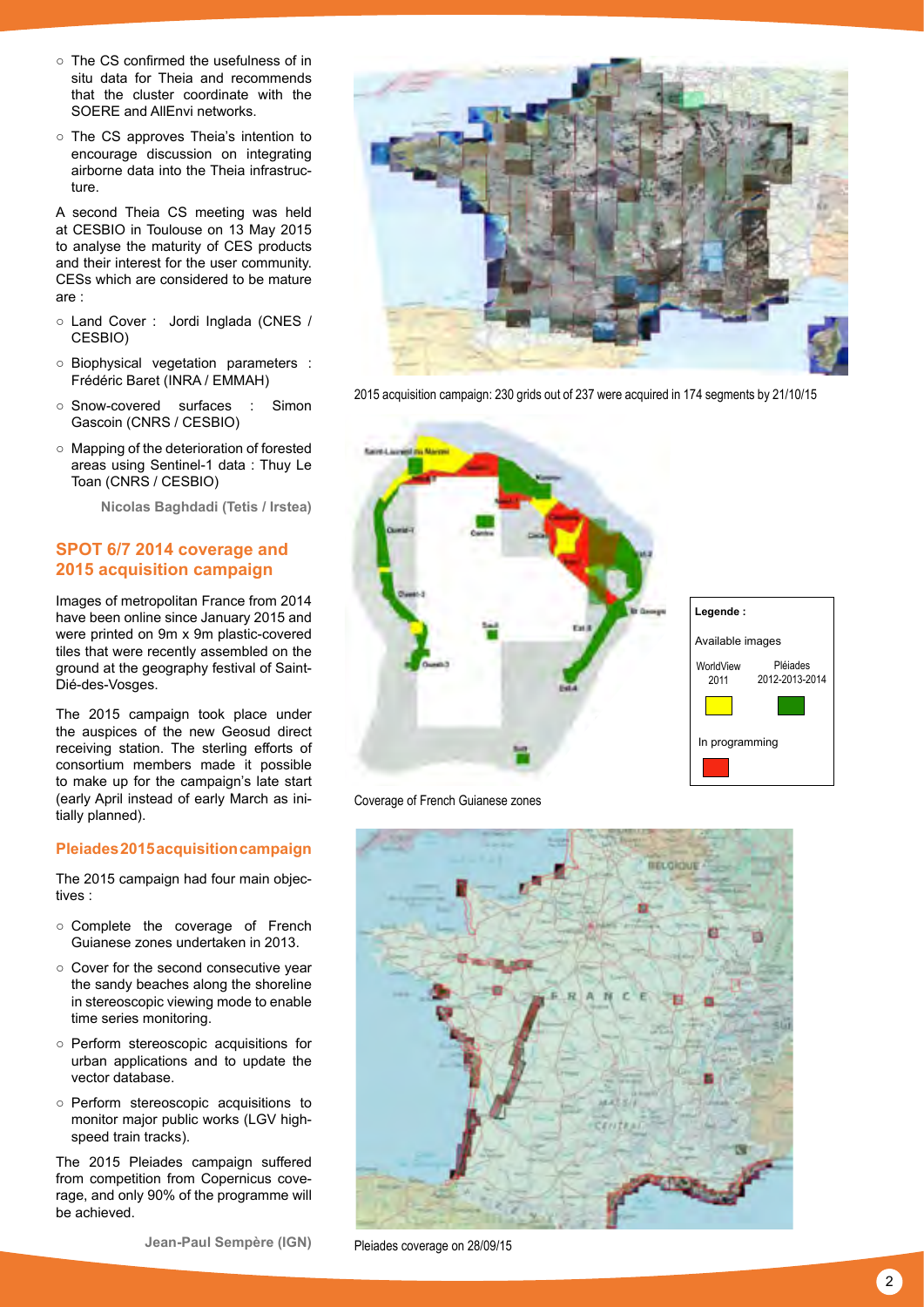- The CS confirmed the usefulness of in situ data for Theia and recommends that the cluster coordinate with the SOERE and AllEnvi networks.
- The CS approves Theia's intention to encourage discussion on integrating airborne data into the Theia infrastructure.

A second Theia CS meeting was held at CESBIO in Toulouse on 13 May 2015 to analyse the maturity of CES products and their interest for the user community. CESs which are considered to be mature are :

- Land Cover : Jordi Inglada (CNES / CESBIO)
- Biophysical vegetation parameters : Frédéric Baret (INRA / EMMAH)
- Snow-covered surfaces : Simon Gascoin (CNRS / CESBIO)
- Mapping of the deterioration of forested areas using Sentinel-1 data : Thuy Le Toan (CNRS / CESBIO)

**Nicolas Baghdadi (Tetis / Irstea)**

## SPOT 6/7 2014 coverage and 2015 acquisition campaign

Images of metropolitan France from 2014 have been online since January 2015 and were printed on 9m x 9m plastic-covered tiles that were recently assembled on the ground at the geography festival of Saint-Dié-des-Vosges.

The 2015 campaign took place under the auspices of the new Geosud direct receiving station. The sterling efforts of consortium members made it possible to make up for the campaign's late start (early April instead of early March as initially planned).

2015 acquisition campaign: 230 grids out of 237 were acquired in 174 segments by 21/10/15

### Pleiades 2015 acquisition campaign

The 2015 campaign had four main objectives :

- Complete the coverage of French Guianese zones undertaken in 2013.
- Cover for the second consecutive year the sandy beaches along the shoreline in stereoscopic viewing mode to enable time series monitoring.
- Perform stereoscopic acquisitions for urban applications and to update the vector database.
- Perform stereoscopic acquisitions to monitor major public works (LGV high-speed train tracks).

The 2015 Pleiades campaign suffered from competition from Copernicus coverage, and only 90% of the programme will be achieved.

**Jean-Paul Sempère (IGN)**

Coverage of French Guianese zones

Pleiades coverage on 28/09/15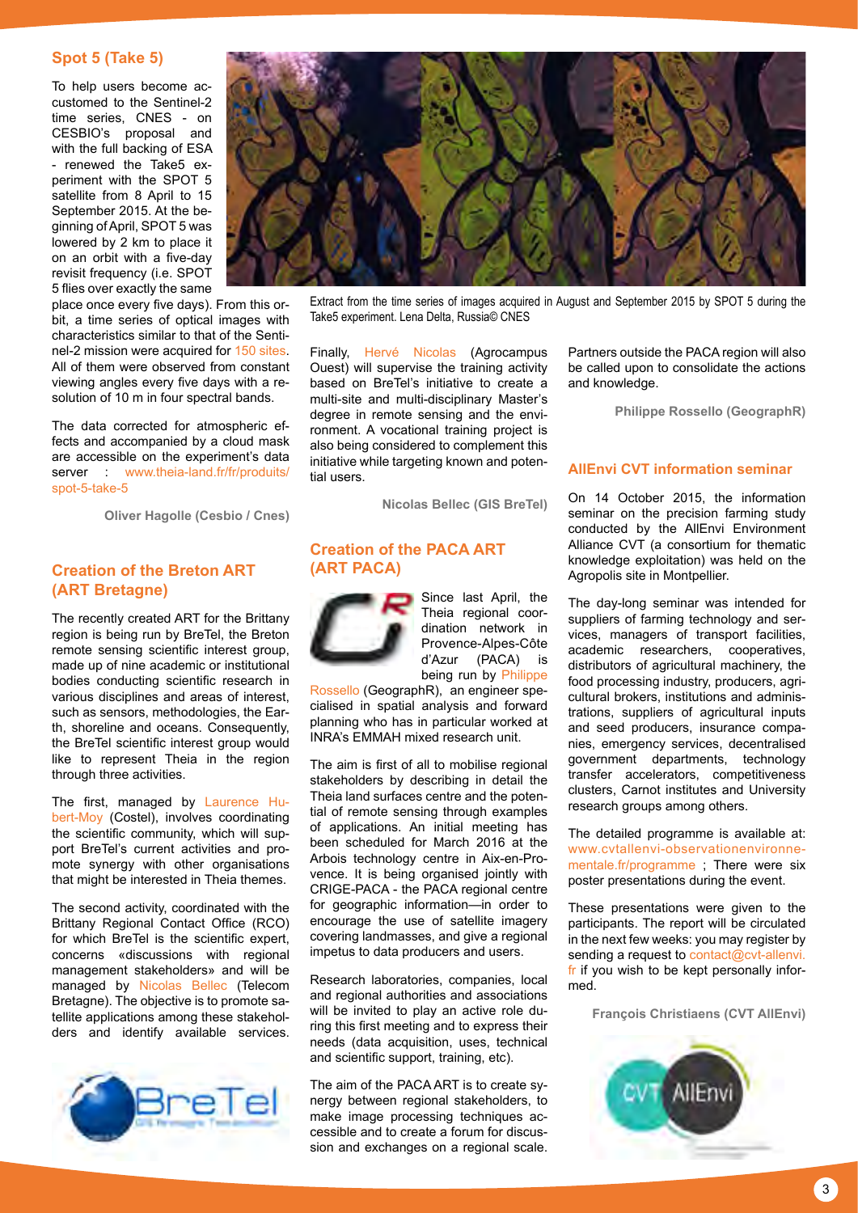## Spot 5 (Take 5)

To help users become accustomed to the Sentinel-2 time series, CNES - on CESBIO's proposal and with the full backing of ESA - renewed the Take5 experiment with the SPOT 5 satellite from 8 April to 15 September 2015. At the beginning of April, SPOT 5 was lowered by 2 km to place it on an orbit with a five-day revisit frequency (i.e. SPOT 5 flies over exactly the same place once every five days). From this orbit, a time series of optical images with characteristics similar to that of the Sentinel-2 mission were acquired for 150 sites. All of them were observed from constant viewing angles every five days with a resolution of 10 m in four spectral bands.

The data corrected for atmospheric effects and accompanied by a cloud mask are accessible on the experiment's data server : www.theia-land.fr/fr/produits/spot-5-take-5

**Oliver Hagolle (Cesbio / Cnes)**

Extract from the time series of images acquired in August and September 2015 by SPOT 5 during the Take5 experiment. Lena Delta, Russia© CNES

## Creation of the Breton ART (ART Bretagne)

The recently created ART for the Brittany region is being run by BreTel, the Breton remote sensing scientific interest group, made up of nine academic or institutional bodies conducting scientific research in various disciplines and areas of interest, such as sensors, methodologies, the Earth, shoreline and oceans. Consequently, the BreTel scientific interest group would like to represent Theia in the region through three activities.

The first, managed by Laurence Hubert-Moy (Costel), involves coordinating the scientific community, which will support BreTel's current activities and promote synergy with other organisations that might be interested in Theia themes.

The second activity, coordinated with the Brittany Regional Contact Office (RCO) for which BreTel is the scientific expert, concerns «discussions with regional management stakeholders» and will be managed by Nicolas Bellec (Telecom Bretagne). The objective is to promote satellite applications among these stakeholders and identify available services.

Finally, Hervé Nicolas (Agrocampus Ouest) will supervise the training activity based on BreTel's initiative to create a multi-site and multi-disciplinary Master's degree in remote sensing and the environment. A vocational training project is also being considered to complement this initiative while targeting known and potential users.

**Nicolas Bellec (GIS BreTel)**

## Creation of the PACA ART (ART PACA)

Since last April, the Theia regional coordination network in Provence-Alpes-Côte d'Azur (PACA) is being run by Philippe Rossello (GeographR), an engineer specialised in spatial analysis and forward planning who has in particular worked at INRA's EMMAH mixed research unit.

The aim is first of all to mobilise regional stakeholders by describing in detail the Theia land surfaces centre and the potential of remote sensing through examples of applications. An initial meeting has been scheduled for March 2016 at the Arbois technology centre in Aix-en-Provence. It is being organised jointly with CRIGE-PACA - the PACA regional centre for geographic information—in order to encourage the use of satellite imagery covering landmasses, and give a regional impetus to data producers and users.

Research laboratories, companies, local and regional authorities and associations will be invited to play an active role during this first meeting and to express their needs (data acquisition, uses, technical and scientific support, training, etc).

The aim of the PACA ART is to create synergy between regional stakeholders, to make image processing techniques accessible and to create a forum for discussion and exchanges on a regional scale.

Partners outside the PACA region will also be called upon to consolidate the actions and knowledge.

**Philippe Rossello (GeographR)**

## AllEnvi CVT information seminar

On 14 October 2015, the information seminar on the precision farming study conducted by the AllEnvi Environment Alliance CVT (a consortium for thematic knowledge exploitation) was held on the Agropolis site in Montpellier.

The day-long seminar was intended for suppliers of farming technology and services, managers of transport facilities, academic researchers, cooperatives, distributors of agricultural machinery, the food processing industry, producers, agricultural brokers, institutions and administrations, suppliers of agricultural inputs and seed producers, insurance companies, emergency services, decentralised government departments, technology transfer accelerators, competitiveness clusters, Carnot institutes and University research groups among others.

The detailed programme is available at: www.cvtallenvi-observationenvironnementale.fr/programme ; There were six poster presentations during the event.

These presentations were given to the participants. The report will be circulated in the next few weeks: you may register by sending a request to contact@cvt-allenvi.fr if you wish to be kept personally informed.

**François Christiaens (CVT AllEnvi)**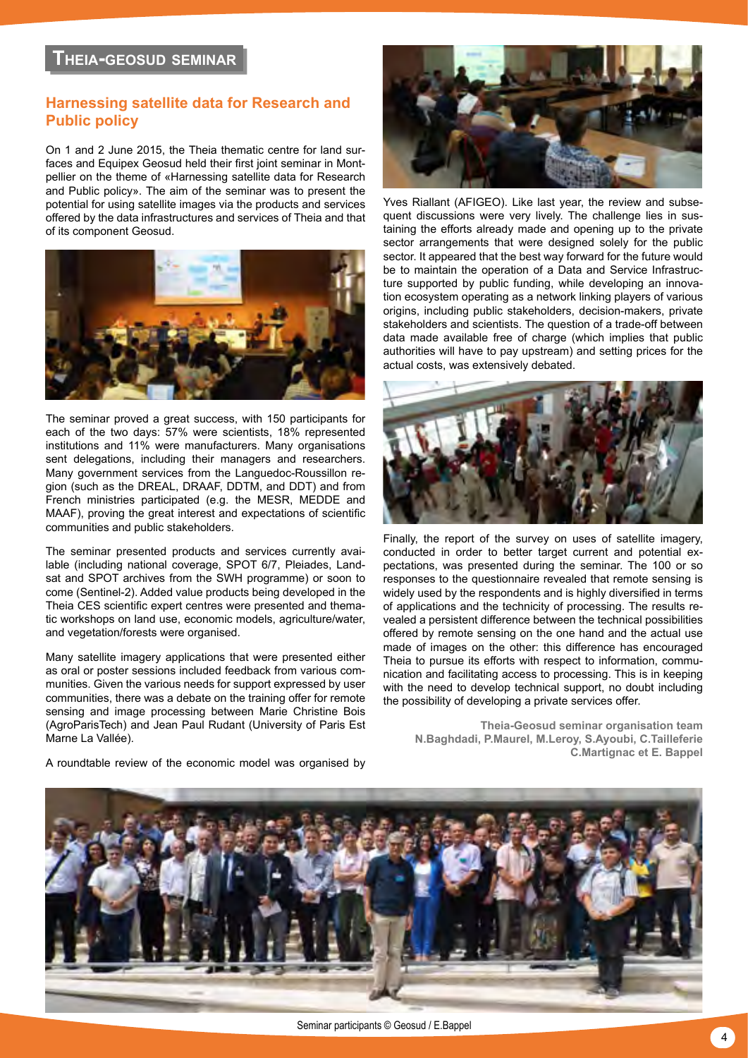# Theia-Geosud seminar

## Harnessing satellite data for Research and Public policy

On 1 and 2 June 2015, the Theia thematic centre for land surfaces and Equipex Geosud held their first joint seminar in Montpellier on the theme of «Harnessing satellite data for Research and Public policy». The aim of the seminar was to present the potential for using satellite images via the products and services offered by the data infrastructures and services of Theia and that of its component Geosud.

The seminar proved a great success, with 150 participants for each of the two days: 57% were scientists, 18% represented institutions and 11% were manufacturers. Many organisations sent delegations, including their managers and researchers. Many government services from the Languedoc-Roussillon region (such as the DREAL, DRAAF, DDTM, and DDT) and from French ministries participated (e.g. the MESR, MEDDE and MAAF), proving the great interest and expectations of scientific communities and public stakeholders.

The seminar presented products and services currently available (including national coverage, SPOT 6/7, Pleiades, Landsat and SPOT archives from the SWH programme) or soon to come (Sentinel-2). Added value products being developed in the Theia CES scientific expert centres were presented and thematic workshops on land use, economic models, agriculture/water, and vegetation/forests were organised.

Many satellite imagery applications that were presented either as oral or poster sessions included feedback from various communities. Given the various needs for support expressed by user communities, there was a debate on the training offer for remote sensing and image processing between Marie Christine Bois (AgroParisTech) and Jean Paul Rudant (University of Paris Est Marne La Vallée).

A roundtable review of the economic model was organised by Yves Riallant (AFIGEO). Like last year, the review and subsequent discussions were very lively. The challenge lies in sustaining the efforts already made and opening up to the private sector arrangements that were designed solely for the public sector. It appeared that the best way forward for the future would be to maintain the operation of a Data and Service Infrastructure supported by public funding, while developing an innovation ecosystem operating as a network linking players of various origins, including public stakeholders, decision-makers, private stakeholders and scientists. The question of a trade-off between data made available free of charge (which implies that public authorities will have to pay upstream) and setting prices for the actual costs, was extensively debated.

Finally, the report of the survey on uses of satellite imagery, conducted in order to better target current and potential expectations, was presented during the seminar. The 100 or so responses to the questionnaire revealed that remote sensing is widely used by the respondents and is highly diversified in terms of applications and the technicity of processing. The results revealed a persistent difference between the technical possibilities offered by remote sensing on the one hand and the actual use made of images on the other: this difference has encouraged Theia to pursue its efforts with respect to information, communication and facilitating access to processing. This is in keeping with the need to develop technical support, no doubt including the possibility of developing a private services offer.

**Theia-Geosud seminar organisation team**
**N.Baghdadi, P.Maurel, M.Leroy, S.Ayoubi, C.Tailleferie C.Martignac et E. Bappel**

Seminar participants © Geosud / E.Bappel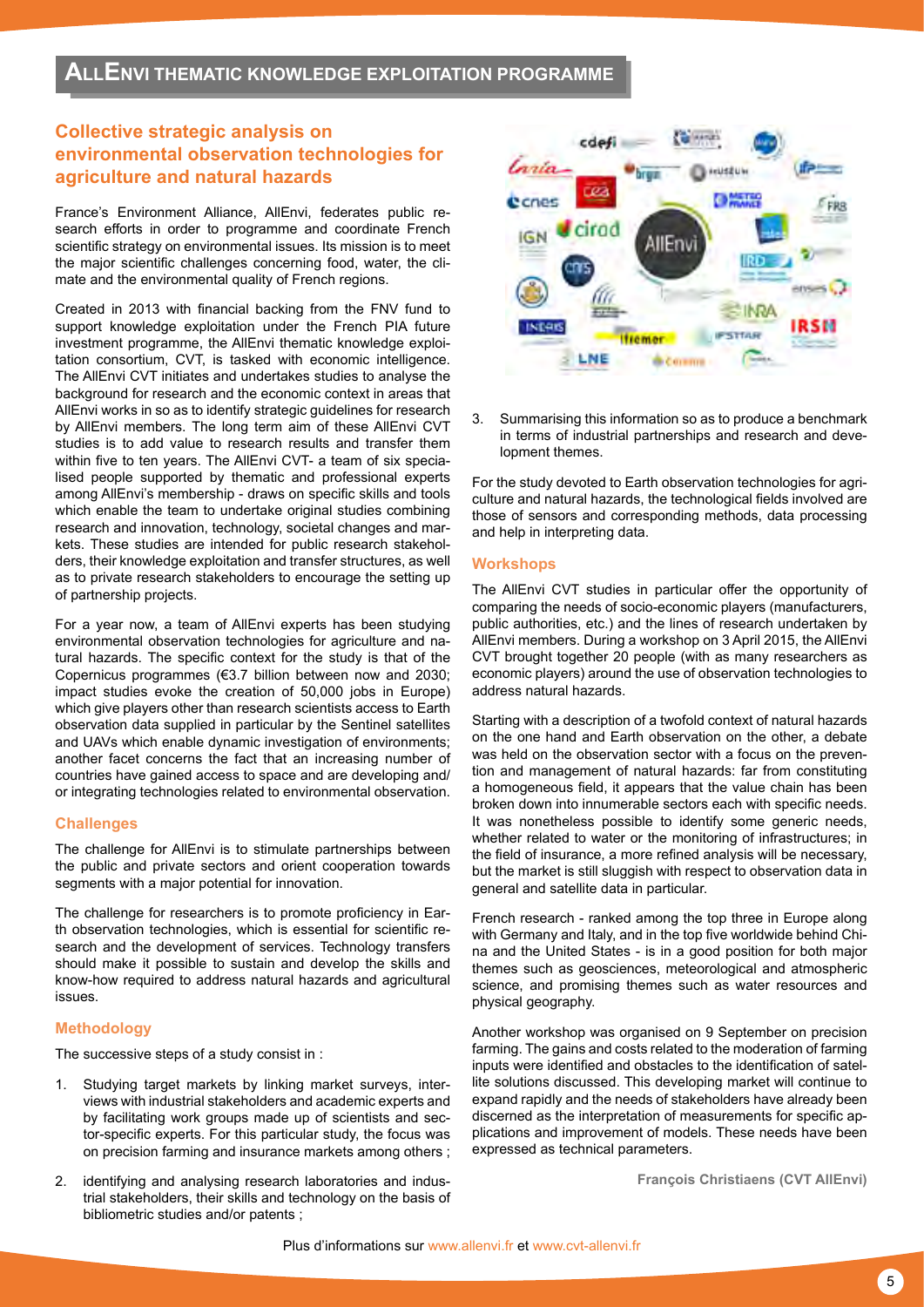# AllEnvi thematic knowledge exploitation programme

## Collective strategic analysis on environmental observation technologies for agriculture and natural hazards

France's Environment Alliance, AllEnvi, federates public research efforts in order to programme and coordinate French scientific strategy on environmental issues. Its mission is to meet the major scientific challenges concerning food, water, the climate and the environmental quality of French regions.

Created in 2013 with financial backing from the FNV fund to support knowledge exploitation under the French PIA future investment programme, the AllEnvi thematic knowledge exploitation consortium, CVT, is tasked with economic intelligence. The AllEnvi CVT initiates and undertakes studies to analyse the background for research and the economic context in areas that AllEnvi works in so as to identify strategic guidelines for research by AllEnvi members. The long term aim of these AllEnvi CVT studies is to add value to research results and transfer them within five to ten years. The AllEnvi CVT- a team of six specialised people supported by thematic and professional experts among AllEnvi's membership - draws on specific skills and tools which enable the team to undertake original studies combining research and innovation, technology, societal changes and markets. These studies are intended for public research stakeholders, their knowledge exploitation and transfer structures, as well as to private research stakeholders to encourage the setting up of partnership projects.

For a year now, a team of AllEnvi experts has been studying environmental observation technologies for agriculture and natural hazards. The specific context for the study is that of the Copernicus programmes (€3.7 billion between now and 2030; impact studies evoke the creation of 50,000 jobs in Europe) which give players other than research scientists access to Earth observation data supplied in particular by the Sentinel satellites and UAVs which enable dynamic investigation of environments; another facet concerns the fact that an increasing number of countries have gained access to space and are developing and/or integrating technologies related to environmental observation.

### Challenges

The challenge for AllEnvi is to stimulate partnerships between the public and private sectors and orient cooperation towards segments with a major potential for innovation.

The challenge for researchers is to promote proficiency in Earth observation technologies, which is essential for scientific research and the development of services. Technology transfers should make it possible to sustain and develop the skills and know-how required to address natural hazards and agricultural issues.

### Methodology

The successive steps of a study consist in :

1. Studying target markets by linking market surveys, interviews with industrial stakeholders and academic experts and by facilitating work groups made up of scientists and sector-specific experts. For this particular study, the focus was on precision farming and insurance markets among others ;
2. identifying and analysing research laboratories and industrial stakeholders, their skills and technology on the basis of bibliometric studies and/or patents ;
3. Summarising this information so as to produce a benchmark in terms of industrial partnerships and research and development themes.

For the study devoted to Earth observation technologies for agriculture and natural hazards, the technological fields involved are those of sensors and corresponding methods, data processing and help in interpreting data.

### Workshops

The AllEnvi CVT studies in particular offer the opportunity of comparing the needs of socio-economic players (manufacturers, public authorities, etc.) and the lines of research undertaken by AllEnvi members. During a workshop on 3 April 2015, the AllEnvi CVT brought together 20 people (with as many researchers as economic players) around the use of observation technologies to address natural hazards.

Starting with a description of a twofold context of natural hazards on the one hand and Earth observation on the other, a debate was held on the observation sector with a focus on the prevention and management of natural hazards: far from constituting a homogeneous field, it appears that the value chain has been broken down into innumerable sectors each with specific needs. It was nonetheless possible to identify some generic needs, whether related to water or the monitoring of infrastructures; in the field of insurance, a more refined analysis will be necessary, but the market is still sluggish with respect to observation data in general and satellite data in particular.

French research - ranked among the top three in Europe along with Germany and Italy, and in the top five worldwide behind China and the United States - is in a good position for both major themes such as geosciences, meteorological and atmospheric science, and promising themes such as water resources and physical geography.

Another workshop was organised on 9 September on precision farming. The gains and costs related to the moderation of farming inputs were identified and obstacles to the identification of satellite solutions discussed. This developing market will continue to expand rapidly and the needs of stakeholders have already been discerned as the interpretation of measurements for specific applications and improvement of models. These needs have been expressed as technical parameters.

**François Christiaens (CVT AllEnvi)**

Plus d'informations sur www.allenvi.fr et www.cvt-allenvi.fr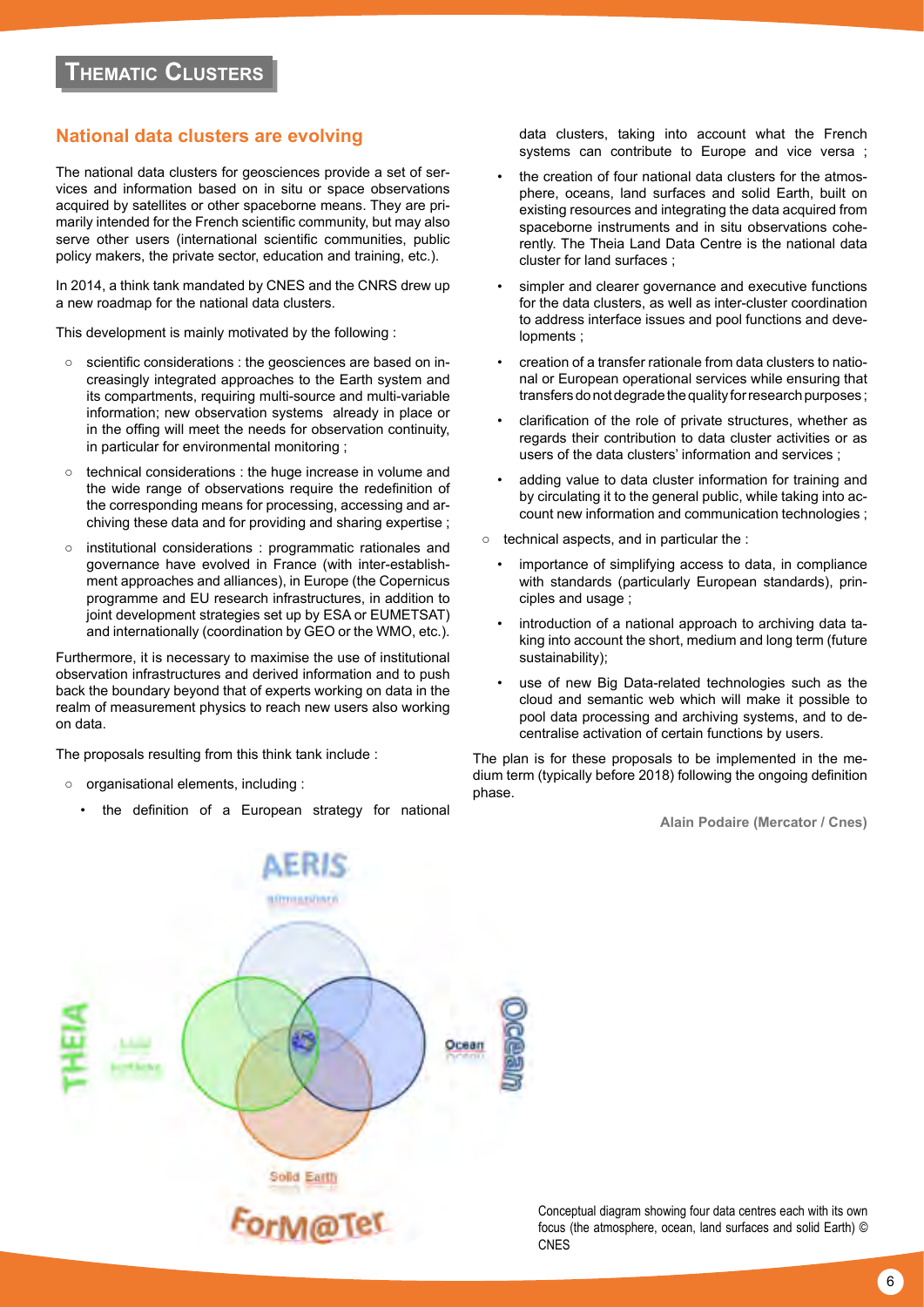# Thematic Clusters

## National data clusters are evolving

The national data clusters for geosciences provide a set of services and information based on in situ or space observations acquired by satellites or other spaceborne means. They are primarily intended for the French scientific community, but may also serve other users (international scientific communities, public policy makers, the private sector, education and training, etc.).

In 2014, a think tank mandated by CNES and the CNRS drew up a new roadmap for the national data clusters.

This development is mainly motivated by the following :

- scientific considerations : the geosciences are based on increasingly integrated approaches to the Earth system and its compartments, requiring multi-source and multi-variable information; new observation systems already in place or in the offing will meet the needs for observation continuity, in particular for environmental monitoring ;
- technical considerations : the huge increase in volume and the wide range of observations require the redefinition of the corresponding means for processing, accessing and archiving these data and for providing and sharing expertise ;
- institutional considerations : programmatic rationales and governance have evolved in France (with inter-establishment approaches and alliances), in Europe (the Copernicus programme and EU research infrastructures, in addition to joint development strategies set up by ESA or EUMETSAT) and internationally (coordination by GEO or the WMO, etc.).

Furthermore, it is necessary to maximise the use of institutional observation infrastructures and derived information and to push back the boundary beyond that of experts working on data in the realm of measurement physics to reach new users also working on data.

The proposals resulting from this think tank include :

- organisational elements, including :
  - the definition of a European strategy for national data clusters, taking into account what the French systems can contribute to Europe and vice versa ;
  - the creation of four national data clusters for the atmosphere, oceans, land surfaces and solid Earth, built on existing resources and integrating the data acquired from spaceborne instruments and in situ observations coherently. The Theia Land Data Centre is the national data cluster for land surfaces ;
  - simpler and clearer governance and executive functions for the data clusters, as well as inter-cluster coordination to address interface issues and pool functions and developments ;
  - creation of a transfer rationale from data clusters to national or European operational services while ensuring that transfers do not degrade the quality for research purposes ;
  - clarification of the role of private structures, whether as regards their contribution to data cluster activities or as users of the data clusters' information and services ;
  - adding value to data cluster information for training and by circulating it to the general public, while taking into account new information and communication technologies ;
- technical aspects, and in particular the :
  - importance of simplifying access to data, in compliance with standards (particularly European standards), principles and usage ;
  - introduction of a national approach to archiving data taking into account the short, medium and long term (future sustainability);
  - use of new Big Data-related technologies such as the cloud and semantic web which will make it possible to pool data processing and archiving systems, and to decentralise activation of certain functions by users.

The plan is for these proposals to be implemented in the medium term (typically before 2018) following the ongoing definition phase.

**Alain Podaire (Mercator / Cnes)**

Conceptual diagram showing four data centres each with its own focus (the atmosphere, ocean, land surfaces and solid Earth) © CNES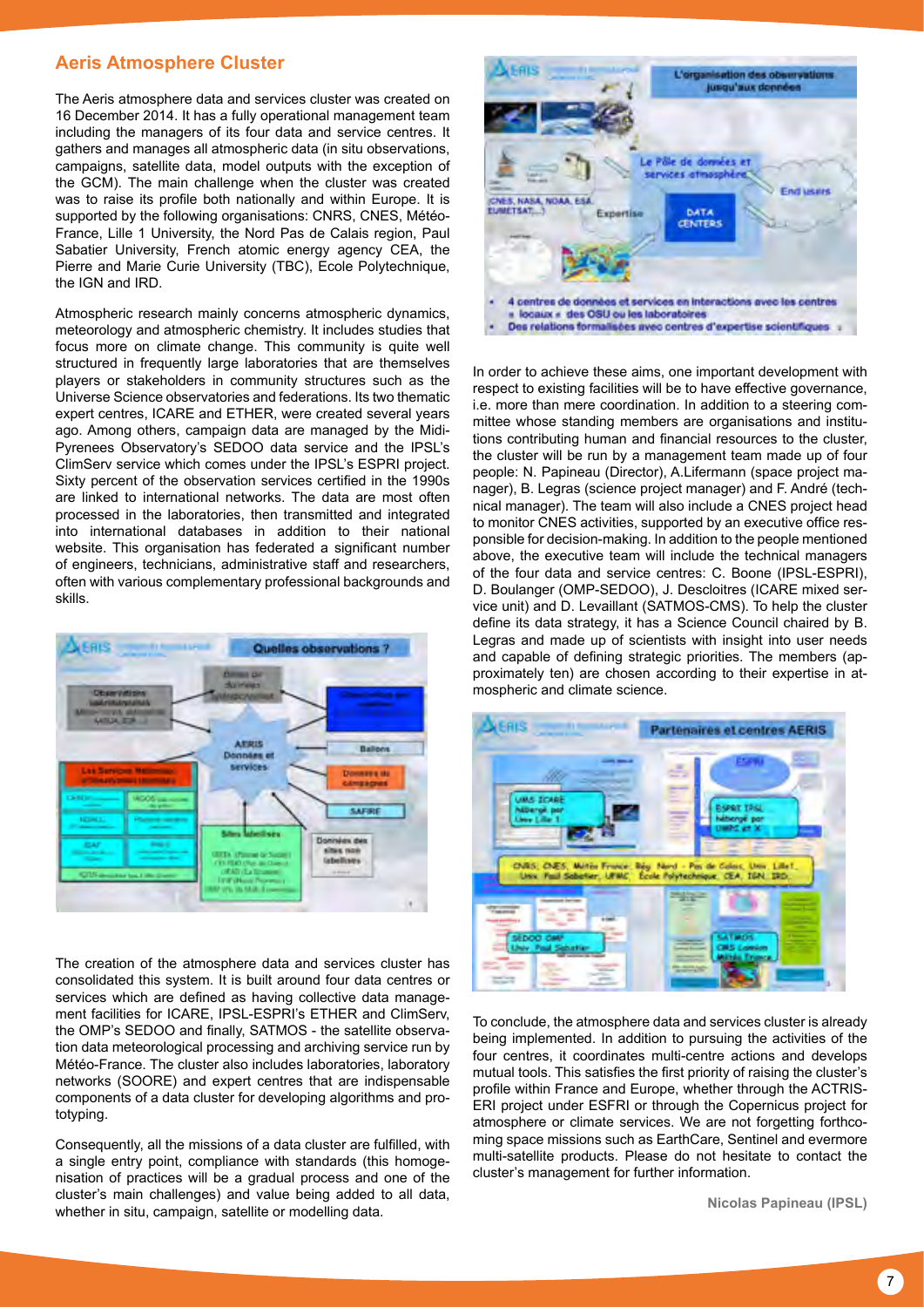## Aeris Atmosphere Cluster

The Aeris atmosphere data and services cluster was created on 16 December 2014. It has a fully operational management team including the managers of its four data and service centres. It gathers and manages all atmospheric data (in situ observations, campaigns, satellite data, model outputs with the exception of the GCM). The main challenge when the cluster was created was to raise its profile both nationally and within Europe. It is supported by the following organisations: CNRS, CNES, Météo-France, Lille 1 University, the Nord Pas de Calais region, Paul Sabatier University, French atomic energy agency CEA, the Pierre and Marie Curie University (TBC), Ecole Polytechnique, the IGN and IRD.

Atmospheric research mainly concerns atmospheric dynamics, meteorology and atmospheric chemistry. It includes studies that focus more on climate change. This community is quite well structured in frequently large laboratories that are themselves players or stakeholders in community structures such as the Universe Science observatories and federations. Its two thematic expert centres, ICARE and ETHER, were created several years ago. Among others, campaign data are managed by the Midi-Pyrenees Observatory's SEDOO data service and the IPSL's ClimServ service which comes under the IPSL's ESPRI project. Sixty percent of the observation services certified in the 1990s are linked to international networks. The data are most often processed in the laboratories, then transmitted and integrated into international databases in addition to their national website. This organisation has federated a significant number of engineers, technicians, administrative staff and researchers, often with various complementary professional backgrounds and skills.

The creation of the atmosphere data and services cluster has consolidated this system. It is built around four data centres or services which are defined as having collective data management facilities for ICARE, IPSL-ESPRI's ETHER and ClimServ, the OMP's SEDOO and finally, SATMOS - the satellite observation data meteorological processing and archiving service run by Météo-France. The cluster also includes laboratories, laboratory networks (SOORE) and expert centres that are indispensable components of a data cluster for developing algorithms and prototyping.

Consequently, all the missions of a data cluster are fulfilled, with a single entry point, compliance with standards (this homogenisation of practices will be a gradual process and one of the cluster's main challenges) and value being added to all data, whether in situ, campaign, satellite or modelling data.

In order to achieve these aims, one important development with respect to existing facilities will be to have effective governance, i.e. more than mere coordination. In addition to a steering committee whose standing members are organisations and institutions contributing human and financial resources to the cluster, the cluster will be run by a management team made up of four people: N. Papineau (Director), A.Lifermann (space project manager), B. Legras (science project manager) and F. André (technical manager). The team will also include a CNES project head to monitor CNES activities, supported by an executive office responsible for decision-making. In addition to the people mentioned above, the executive team will include the technical managers of the four data and service centres: C. Boone (IPSL-ESPRI), D. Boulanger (OMP-SEDOO), J. Descloitres (ICARE mixed service unit) and D. Levaillant (SATMOS-CMS). To help the cluster define its data strategy, it has a Science Council chaired by B. Legras and made up of scientists with insight into user needs and capable of defining strategic priorities. The members (approximately ten) are chosen according to their expertise in atmospheric and climate science.

To conclude, the atmosphere data and services cluster is already being implemented. In addition to pursuing the activities of the four centres, it coordinates multi-centre actions and develops mutual tools. This satisfies the first priority of raising the cluster's profile within France and Europe, whether through the ACTRIS-ERI project under ESFRI or through the Copernicus project for atmosphere or climate services. We are not forgetting forthcoming space missions such as EarthCare, Sentinel and evermore multi-satellite products. Please do not hesitate to contact the cluster's management for further information.

**Nicolas Papineau (IPSL)**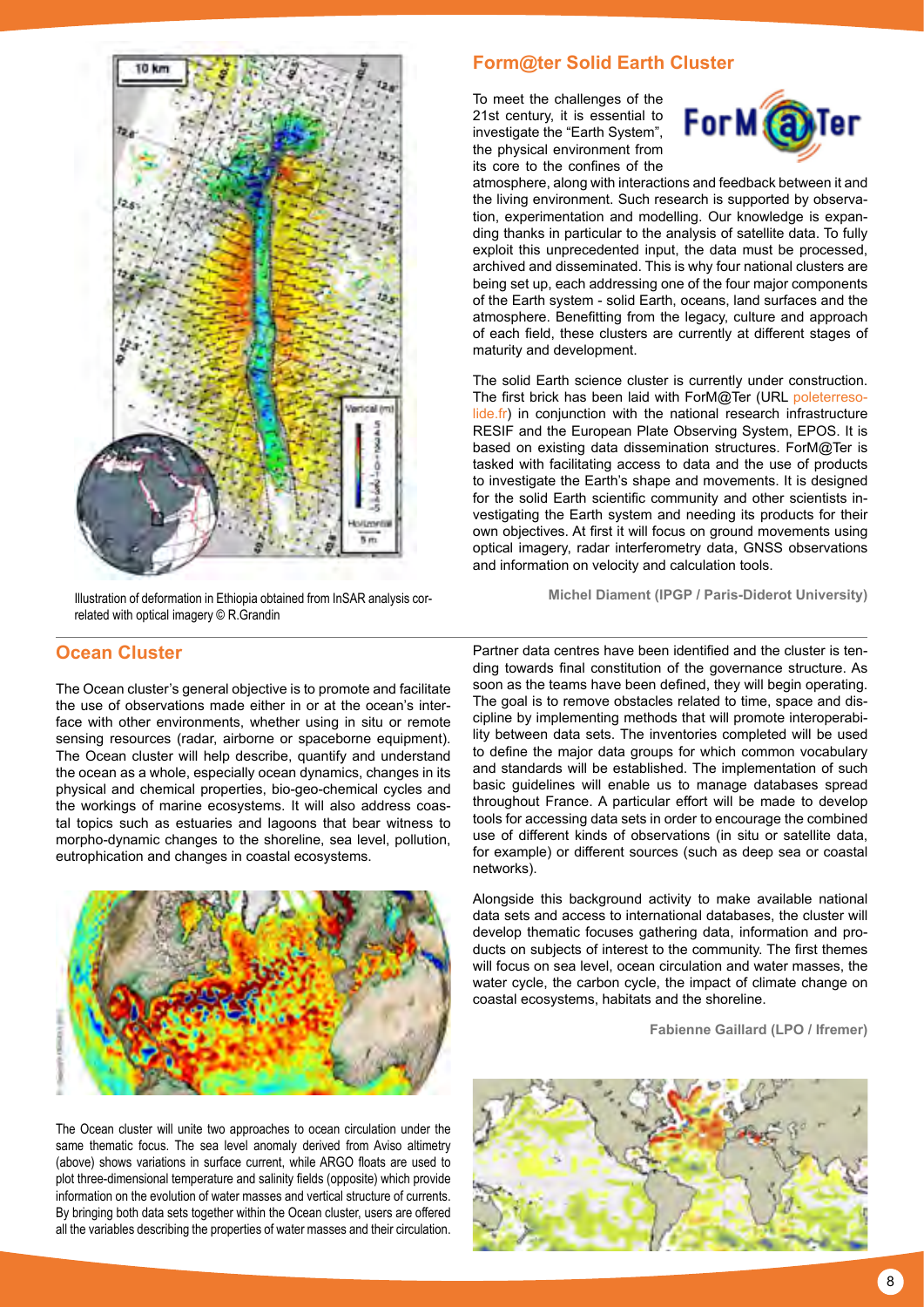Illustration of deformation in Ethiopia obtained from InSAR analysis correlated with optical imagery © R.Grandin

## Form@ter Solid Earth Cluster

To meet the challenges of the 21st century, it is essential to investigate the "Earth System", the physical environment from its core to the confines of the atmosphere, along with interactions and feedback between it and the living environment. Such research is supported by observation, experimentation and modelling. Our knowledge is expanding thanks in particular to the analysis of satellite data. To fully exploit this unprecedented input, the data must be processed, archived and disseminated. This is why four national clusters are being set up, each addressing one of the four major components of the Earth system - solid Earth, oceans, land surfaces and the atmosphere. Benefitting from the legacy, culture and approach of each field, these clusters are currently at different stages of maturity and development.

The solid Earth science cluster is currently under construction. The first brick has been laid with ForM@Ter (URL poleterresolide.fr) in conjunction with the national research infrastructure RESIF and the European Plate Observing System, EPOS. It is based on existing data dissemination structures. ForM@Ter is tasked with facilitating access to data and the use of products to investigate the Earth's shape and movements. It is designed for the solid Earth scientific community and other scientists investigating the Earth system and needing its products for their own objectives. At first it will focus on ground movements using optical imagery, radar interferometry data, GNSS observations and information on velocity and calculation tools.

**Michel Diament (IPGP / Paris-Diderot University)**

## Ocean Cluster

The Ocean cluster's general objective is to promote and facilitate the use of observations made either in or at the ocean's interface with other environments, whether using in situ or remote sensing resources (radar, airborne or spaceborne equipment). The Ocean cluster will help describe, quantify and understand the ocean as a whole, especially ocean dynamics, changes in its physical and chemical properties, bio-geo-chemical cycles and the workings of marine ecosystems. It will also address coastal topics such as estuaries and lagoons that bear witness to morpho-dynamic changes to the shoreline, sea level, pollution, eutrophication and changes in coastal ecosystems.

The Ocean cluster will unite two approaches to ocean circulation under the same thematic focus. The sea level anomaly derived from Aviso altimetry (above) shows variations in surface current, while ARGO floats are used to plot three-dimensional temperature and salinity fields (opposite) which provide information on the evolution of water masses and vertical structure of currents. By bringing both data sets together within the Ocean cluster, users are offered all the variables describing the properties of water masses and their circulation.

Partner data centres have been identified and the cluster is tending towards final constitution of the governance structure. As soon as the teams have been defined, they will begin operating. The goal is to remove obstacles related to time, space and discipline by implementing methods that will promote interoperability between data sets. The inventories completed will be used to define the major data groups for which common vocabulary and standards will be established. The implementation of such basic guidelines will enable us to manage databases spread throughout France. A particular effort will be made to develop tools for accessing data sets in order to encourage the combined use of different kinds of observations (in situ or satellite data, for example) or different sources (such as deep sea or coastal networks).

Alongside this background activity to make available national data sets and access to international databases, the cluster will develop thematic focuses gathering data, information and products on subjects of interest to the community. The first themes will focus on sea level, ocean circulation and water masses, the water cycle, the carbon cycle, the impact of climate change on coastal ecosystems, habitats and the shoreline.

**Fabienne Gaillard (LPO / Ifremer)**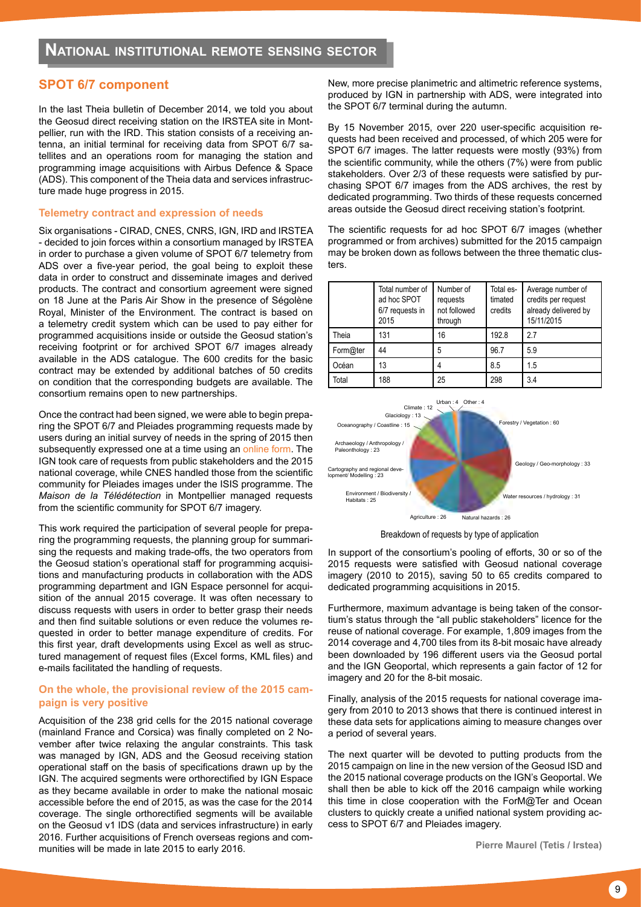# National institutional remote sensing sector

## SPOT 6/7 component

In the last Theia bulletin of December 2014, we told you about the Geosud direct receiving station on the IRSTEA site in Montpellier, run with the IRD. This station consists of a receiving antenna, an initial terminal for receiving data from SPOT 6/7 satellites and an operations room for managing the station and programming image acquisitions with Airbus Defence & Space (ADS). This component of the Theia data and services infrastructure made huge progress in 2015.

### Telemetry contract and expression of needs

Six organisations - CIRAD, CNES, CNRS, IGN, IRD and IRSTEA - decided to join forces within a consortium managed by IRSTEA in order to purchase a given volume of SPOT 6/7 telemetry from ADS over a five-year period, the goal being to exploit these data in order to construct and disseminate images and derived products. The contract and consortium agreement were signed on 18 June at the Paris Air Show in the presence of Ségolène Royal, Minister of the Environment. The contract is based on a telemetry credit system which can be used to pay either for programmed acquisitions inside or outside the Geosud station's receiving footprint or for archived SPOT 6/7 images already available in the ADS catalogue. The 600 credits for the basic contract may be extended by additional batches of 50 credits on condition that the corresponding budgets are available. The consortium remains open to new partnerships.

Once the contract had been signed, we were able to begin preparing the SPOT 6/7 and Pleiades programming requests made by users during an initial survey of needs in the spring of 2015 then subsequently expressed one at a time using an online form. The IGN took care of requests from public stakeholders and the 2015 national coverage, while CNES handled those from the scientific community for Pleiades images under the ISIS programme. The *Maison de la Télédétection* in Montpellier managed requests from the scientific community for SPOT 6/7 imagery.

This work required the participation of several people for preparing the programming requests, the planning group for summarising the requests and making trade-offs, the two operators from the Geosud station's operational staff for programming acquisitions and manufacturing products in collaboration with the ADS programming department and IGN Espace personnel for acquisition of the annual 2015 coverage. It was often necessary to discuss requests with users in order to better grasp their needs and then find suitable solutions or even reduce the volumes requested in order to better manage expenditure of credits. For this first year, draft developments using Excel as well as structured management of request files (Excel forms, KML files) and e-mails facilitated the handling of requests.

### On the whole, the provisional review of the 2015 campaign is very positive

Acquisition of the 238 grid cells for the 2015 national coverage (mainland France and Corsica) was finally completed on 2 November after twice relaxing the angular constraints. This task was managed by IGN, ADS and the Geosud receiving station operational staff on the basis of specifications drawn up by the IGN. The acquired segments were orthorectified by IGN Espace as they became available in order to make the national mosaic accessible before the end of 2015, as was the case for the 2014 coverage. The single orthorectified segments will be available on the Geosud v1 IDS (data and services infrastructure) in early 2016. Further acquisitions of French overseas regions and communities will be made in late 2015 to early 2016.

New, more precise planimetric and altimetric reference systems, produced by IGN in partnership with ADS, were integrated into the SPOT 6/7 terminal during the autumn.

By 15 November 2015, over 220 user-specific acquisition requests had been received and processed, of which 205 were for SPOT 6/7 images. The latter requests were mostly (93%) from the scientific community, while the others (7%) were from public stakeholders. Over 2/3 of these requests were satisfied by purchasing SPOT 6/7 images from the ADS archives, the rest by dedicated programming. Two thirds of these requests concerned areas outside the Geosud direct receiving station's footprint.

The scientific requests for ad hoc SPOT 6/7 images (whether programmed or from archives) submitted for the 2015 campaign may be broken down as follows between the three thematic clusters.

| | Total number of ad hoc SPOT 6/7 requests in 2015 | Number of requests not followed through | Total estimated credits | Average number of credits per request already delivered by 15/11/2015 |
|---|---|---|---|---|
| Theia | 131 | 16 | 192.8 | 2.7 |
| Form@ter | 44 | 5 | 96.7 | 5.9 |
| Océan | 13 | 4 | 8.5 | 1.5 |
| Total | 188 | 25 | 298 | 3.4 |

Urban : 4; Other : 4; Forestry / Vegetation : 60; Geology / Geo-morphology : 33; Water resources / hydrology : 31; Natural hazards : 26; Agriculture : 26; Environment / Biodiversity / Habitats : 25; Cartography and regional development/ Modelling : 23; Archaeology / Anthropology / Paleonthology : 23; Oceanography / Coastline : 15; Glaciology : 13; Climate : 12

Breakdown of requests by type of application

In support of the consortium's pooling of efforts, 30 or so of the 2015 requests were satisfied with Geosud national coverage imagery (2010 to 2015), saving 50 to 65 credits compared to dedicated programming acquisitions in 2015.

Furthermore, maximum advantage is being taken of the consortium's status through the "all public stakeholders" licence for the reuse of national coverage. For example, 1,809 images from the 2014 coverage and 4,700 tiles from its 8-bit mosaic have already been downloaded by 196 different users via the Geosud portal and the IGN Geoportal, which represents a gain factor of 12 for imagery and 20 for the 8-bit mosaic.

Finally, analysis of the 2015 requests for national coverage imagery from 2010 to 2013 shows that there is continued interest in these data sets for applications aiming to measure changes over a period of several years.

The next quarter will be devoted to putting products from the 2015 campaign on line in the new version of the Geosud ISD and the 2015 national coverage products on the IGN's Geoportal. We shall then be able to kick off the 2016 campaign while working this time in close cooperation with the ForM@Ter and Ocean clusters to quickly create a unified national system providing access to SPOT 6/7 and Pleiades imagery.

**Pierre Maurel (Tetis / Irstea)**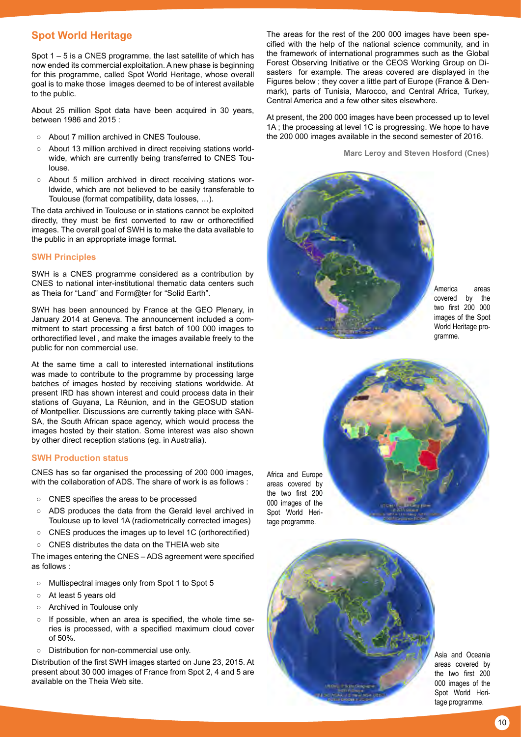## Spot World Heritage

Spot 1 – 5 is a CNES programme, the last satellite of which has now ended its commercial exploitation. A new phase is beginning for this programme, called Spot World Heritage, whose overall goal is to make those images deemed to be of interest available to the public.

About 25 million Spot data have been acquired in 30 years, between 1986 and 2015 :

- About 7 million archived in CNES Toulouse.
- About 13 million archived in direct receiving stations worldwide, which are currently being transferred to CNES Toulouse.
- About 5 million archived in direct receiving stations worldwide, which are not believed to be easily transferable to Toulouse (format compatibility, data losses, …).

The data archived in Toulouse or in stations cannot be exploited directly, they must be first converted to raw or orthorectified images. The overall goal of SWH is to make the data available to the public in an appropriate image format.

### SWH Principles

SWH is a CNES programme considered as a contribution by CNES to national inter-institutional thematic data centers such as Theia for "Land" and Form@ter for "Solid Earth".

SWH has been announced by France at the GEO Plenary, in January 2014 at Geneva. The announcement included a commitment to start processing a first batch of 100 000 images to orthorectified level , and make the images available freely to the public for non commercial use.

At the same time a call to interested international institutions was made to contribute to the programme by processing large batches of images hosted by receiving stations worldwide. At present IRD has shown interest and could process data in their stations of Guyana, La Réunion, and in the GEOSUD station of Montpellier. Discussions are currently taking place with SANSA, the South African space agency, which would process the images hosted by their station. Some interest was also shown by other direct reception stations (eg. in Australia).

### SWH Production status

CNES has so far organised the processing of 200 000 images, with the collaboration of ADS. The share of work is as follows :

- CNES specifies the areas to be processed
- ADS produces the data from the Gerald level archived in Toulouse up to level 1A (radiometrically corrected images)
- CNES produces the images up to level 1C (orthorectified)
- CNES distributes the data on the THEIA web site

The images entering the CNES – ADS agreement were specified as follows :

- Multispectral images only from Spot 1 to Spot 5
- At least 5 years old
- Archived in Toulouse only
- If possible, when an area is specified, the whole time series is processed, with a specified maximum cloud cover of 50%.
- Distribution for non-commercial use only.

Distribution of the first SWH images started on June 23, 2015. At present about 30 000 images of France from Spot 2, 4 and 5 are available on the Theia Web site.

The areas for the rest of the 200 000 images have been specified with the help of the national science community, and in the framework of international programmes such as the Global Forest Observing Initiative or the CEOS Working Group on Disasters for example. The areas covered are displayed in the Figures below ; they cover a little part of Europe (France & Denmark), parts of Tunisia, Marocco, and Central Africa, Turkey, Central America and a few other sites elsewhere.

At present, the 200 000 images have been processed up to level 1A ; the processing at level 1C is progressing. We hope to have the 200 000 images available in the second semester of 2016.

**Marc Leroy and Steven Hosford (Cnes)**

America areas covered by the two first 200 000 images of the Spot World Heritage programme.

Africa and Europe areas covered by the two first 200 000 images of the Spot World Heritage programme.

Asia and Oceania areas covered by the two first 200 000 images of the Spot World Heritage programme.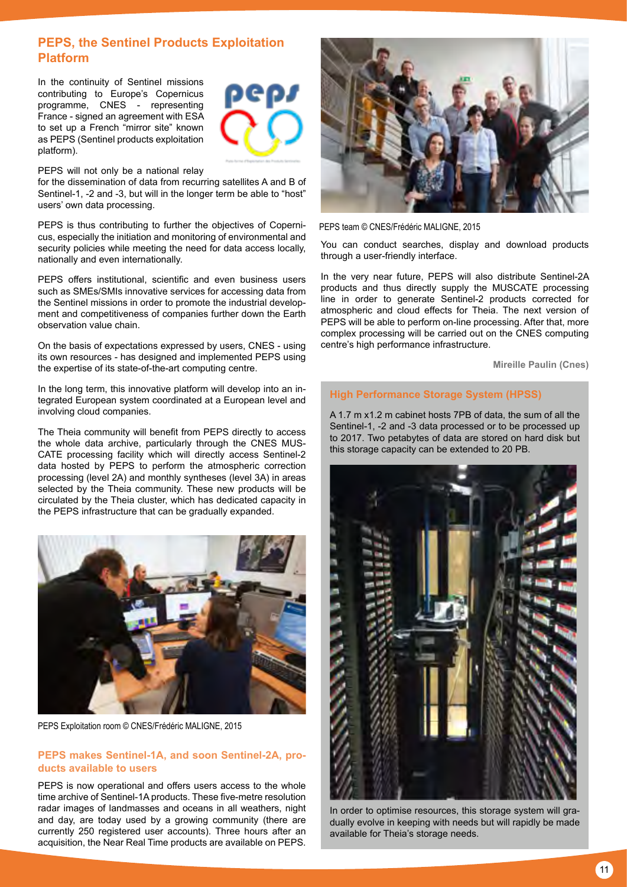## PEPS, the Sentinel Products Exploitation Platform

In the continuity of Sentinel missions contributing to Europe's Copernicus programme, CNES - representing France - signed an agreement with ESA to set up a French "mirror site" known as PEPS (Sentinel products exploitation platform).

PEPS will not only be a national relay for the dissemination of data from recurring satellites A and B of Sentinel-1, -2 and -3, but will in the longer term be able to "host" users' own data processing.

PEPS is thus contributing to further the objectives of Copernicus, especially the initiation and monitoring of environmental and security policies while meeting the need for data access locally, nationally and even internationally.

PEPS offers institutional, scientific and even business users such as SMEs/SMIs innovative services for accessing data from the Sentinel missions in order to promote the industrial development and competitiveness of companies further down the Earth observation value chain.

On the basis of expectations expressed by users, CNES - using its own resources - has designed and implemented PEPS using the expertise of its state-of-the-art computing centre.

In the long term, this innovative platform will develop into an integrated European system coordinated at a European level and involving cloud companies.

The Theia community will benefit from PEPS directly to access the whole data archive, particularly through the CNES MUSCATE processing facility which will directly access Sentinel-2 data hosted by PEPS to perform the atmospheric correction processing (level 2A) and monthly syntheses (level 3A) in areas selected by the Theia community. These new products will be circulated by the Theia cluster, which has dedicated capacity in the PEPS infrastructure that can be gradually expanded.

PEPS Exploitation room © CNES/Frédéric MALIGNE, 2015

### PEPS makes Sentinel-1A, and soon Sentinel-2A, products available to users

PEPS is now operational and offers users access to the whole time archive of Sentinel-1A products. These five-metre resolution radar images of landmasses and oceans in all weathers, night and day, are today used by a growing community (there are currently 250 registered user accounts). Three hours after an acquisition, the Near Real Time products are available on PEPS.

PEPS team © CNES/Frédéric MALIGNE, 2015

You can conduct searches, display and download products through a user-friendly interface.

In the very near future, PEPS will also distribute Sentinel-2A products and thus directly supply the MUSCATE processing line in order to generate Sentinel-2 products corrected for atmospheric and cloud effects for Theia. The next version of PEPS will be able to perform on-line processing. After that, more complex processing will be carried out on the CNES computing centre's high performance infrastructure.

**Mireille Paulin (Cnes)**

### High Performance Storage System (HPSS)

A 1.7 m x1.2 m cabinet hosts 7PB of data, the sum of all the Sentinel-1, -2 and -3 data processed or to be processed up to 2017. Two petabytes of data are stored on hard disk but this storage capacity can be extended to 20 PB.

In order to optimise resources, this storage system will gradually evolve in keeping with needs but will rapidly be made available for Theia's storage needs.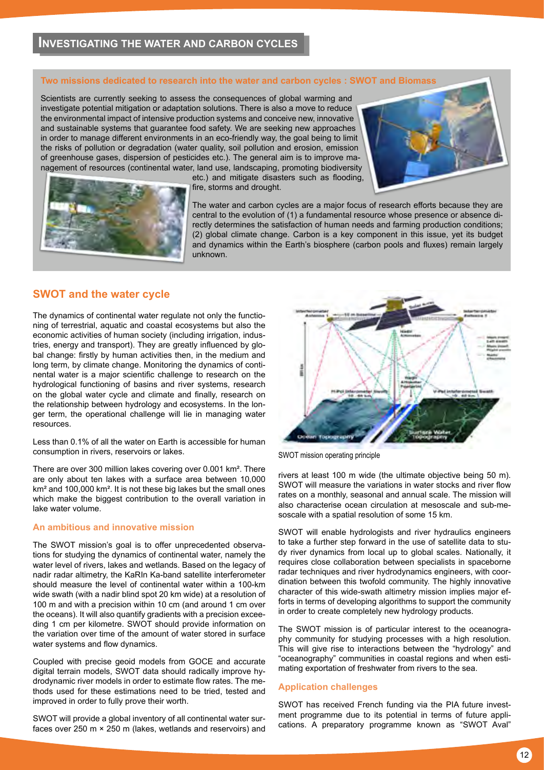# Investigating the water and carbon cycles

### Two missions dedicated to research into the water and carbon cycles : SWOT and Biomass

Scientists are currently seeking to assess the consequences of global warming and investigate potential mitigation or adaptation solutions. There is also a move to reduce the environmental impact of intensive production systems and conceive new, innovative and sustainable systems that guarantee food safety. We are seeking new approaches in order to manage different environments in an eco-friendly way, the goal being to limit the risks of pollution or degradation (water quality, soil pollution and erosion, emission of greenhouse gases, dispersion of pesticides etc.). The general aim is to improve management of resources (continental water, land use, landscaping, promoting biodiversity etc.) and mitigate disasters such as flooding, fire, storms and drought.

The water and carbon cycles are a major focus of research efforts because they are central to the evolution of (1) a fundamental resource whose presence or absence directly determines the satisfaction of human needs and farming production conditions; (2) global climate change. Carbon is a key component in this issue, yet its budget and dynamics within the Earth's biosphere (carbon pools and fluxes) remain largely unknown.

## SWOT and the water cycle

The dynamics of continental water regulate not only the functioning of terrestrial, aquatic and coastal ecosystems but also the economic activities of human society (including irrigation, industries, energy and transport). They are greatly influenced by global change: firstly by human activities then, in the medium and long term, by climate change. Monitoring the dynamics of continental water is a major scientific challenge to research on the hydrological functioning of basins and river systems, research on the global water cycle and climate and finally, research on the relationship between hydrology and ecosystems. In the longer term, the operational challenge will lie in managing water resources.

Less than 0.1% of all the water on Earth is accessible for human consumption in rivers, reservoirs or lakes.

There are over 300 million lakes covering over 0.001 km². There are only about ten lakes with a surface area between 10,000 km² and 100,000 km². It is not these big lakes but the small ones which make the biggest contribution to the overall variation in lake water volume.

### An ambitious and innovative mission

The SWOT mission's goal is to offer unprecedented observations for studying the dynamics of continental water, namely the water level of rivers, lakes and wetlands. Based on the legacy of nadir radar altimetry, the KaRIn Ka-band satellite interferometer should measure the level of continental water within a 100-km wide swath (with a nadir blind spot 20 km wide) at a resolution of 100 m and with a precision within 10 cm (and around 1 cm over the oceans). It will also quantify gradients with a precision exceeding 1 cm per kilometre. SWOT should provide information on the variation over time of the amount of water stored in surface water systems and flow dynamics.

Coupled with precise geoid models from GOCE and accurate digital terrain models, SWOT data should radically improve hydrodynamic river models in order to estimate flow rates. The methods used for these estimations need to be tried, tested and improved in order to fully prove their worth.

SWOT will provide a global inventory of all continental water surfaces over 250 m × 250 m (lakes, wetlands and reservoirs) and rivers at least 100 m wide (the ultimate objective being 50 m). SWOT will measure the variations in water stocks and river flow rates on a monthly, seasonal and annual scale. The mission will also characterise ocean circulation at mesoscale and sub-mesoscale with a spatial resolution of some 15 km.

SWOT mission operating principle

SWOT will enable hydrologists and river hydraulics engineers to take a further step forward in the use of satellite data to study river dynamics from local up to global scales. Nationally, it requires close collaboration between specialists in spaceborne radar techniques and river hydrodynamics engineers, with coordination between this twofold community. The highly innovative character of this wide-swath altimetry mission implies major efforts in terms of developing algorithms to support the community in order to create completely new hydrology products.

The SWOT mission is of particular interest to the oceanography community for studying processes with a high resolution. This will give rise to interactions between the "hydrology" and "oceanography" communities in coastal regions and when estimating exportation of freshwater from rivers to the sea.

### Application challenges

SWOT has received French funding via the PIA future investment programme due to its potential in terms of future applications. A preparatory programme known as "SWOT Aval"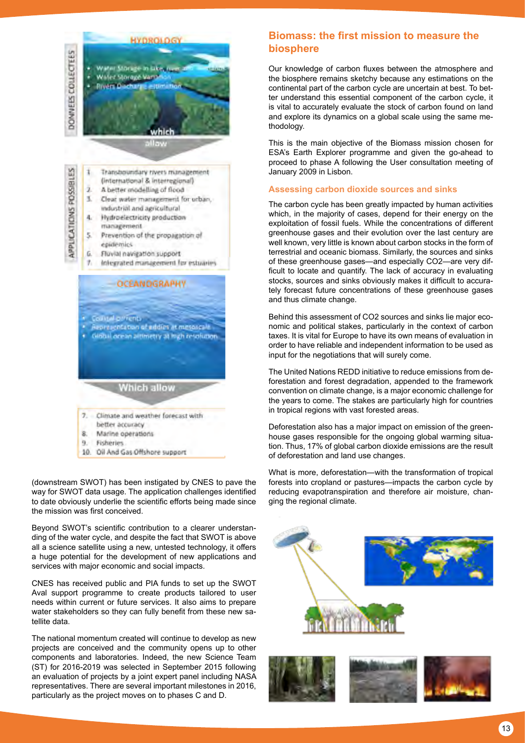HYDROLOGY

DONNEES COLLECTEES

- Water Storage in lake, river and wetlands
- Water Storage Variation
- Rivers Discharge estimation

which allow

APPLICATIONS POSSIBLES

1. Transboundary rivers management (international & interregional)
2. A better modelling of flood
3. Clear water management for urban, industrial and agricultural
4. Hydroelectricity production management
5. Prevention of the propagation of epidemics
6. Fluvial navigation support
7. Integrated management for estuaries

OCEANOGRAPHY

- Coastal currents
- Representation of eddies at mesoscale
- Global ocean altimetry at high resolution

Which allow

7. Climate and weather forecast with better accuracy
8. Marine operations
9. Fisheries
10. Oil And Gas Offshore support

(downstream SWOT) has been instigated by CNES to pave the way for SWOT data usage. The application challenges identified to date obviously underlie the scientific efforts being made since the mission was first conceived.

Beyond SWOT's scientific contribution to a clearer understanding of the water cycle, and despite the fact that SWOT is above all a science satellite using a new, untested technology, it offers a huge potential for the development of new applications and services with major economic and social impacts.

CNES has received public and PIA funds to set up the SWOT Aval support programme to create products tailored to user needs within current or future services. It also aims to prepare water stakeholders so they can fully benefit from these new satellite data.

The national momentum created will continue to develop as new projects are conceived and the community opens up to other components and laboratories. Indeed, the new Science Team (ST) for 2016-2019 was selected in September 2015 following an evaluation of projects by a joint expert panel including NASA representatives. There are several important milestones in 2016, particularly as the project moves on to phases C and D.

## Biomass: the first mission to measure the biosphere

Our knowledge of carbon fluxes between the atmosphere and the biosphere remains sketchy because any estimations on the continental part of the carbon cycle are uncertain at best. To better understand this essential component of the carbon cycle, it is vital to accurately evaluate the stock of carbon found on land and explore its dynamics on a global scale using the same methodology.

This is the main objective of the Biomass mission chosen for ESA's Earth Explorer programme and given the go-ahead to proceed to phase A following the User consultation meeting of January 2009 in Lisbon.

### Assessing carbon dioxide sources and sinks

The carbon cycle has been greatly impacted by human activities which, in the majority of cases, depend for their energy on the exploitation of fossil fuels. While the concentrations of different greenhouse gases and their evolution over the last century are well known, very little is known about carbon stocks in the form of terrestrial and oceanic biomass. Similarly, the sources and sinks of these greenhouse gases—and especially CO2—are very difficult to locate and quantify. The lack of accuracy in evaluating stocks, sources and sinks obviously makes it difficult to accurately forecast future concentrations of these greenhouse gases and thus climate change.

Behind this assessment of CO2 sources and sinks lie major economic and political stakes, particularly in the context of carbon taxes. It is vital for Europe to have its own means of evaluation in order to have reliable and independent information to be used as input for the negotiations that will surely come.

The United Nations REDD initiative to reduce emissions from deforestation and forest degradation, appended to the framework convention on climate change, is a major economic challenge for the years to come. The stakes are particularly high for countries in tropical regions with vast forested areas.

Deforestation also has a major impact on emission of the greenhouse gases responsible for the ongoing global warming situation. Thus, 17% of global carbon dioxide emissions are the result of deforestation and land use changes.

What is more, deforestation—with the transformation of tropical forests into cropland or pastures—impacts the carbon cycle by reducing evapotranspiration and therefore air moisture, changing the regional climate.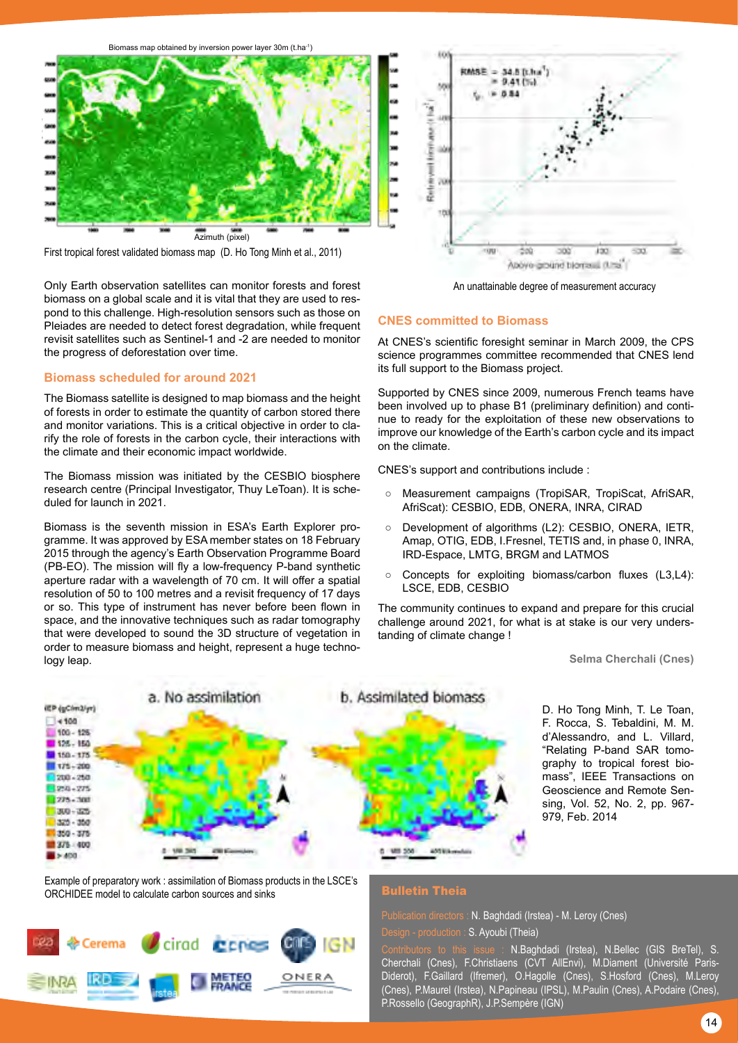Biomass map obtained by inversion power layer 30m (t.ha$^{-1}$)

Azimuth (pixel)

First tropical forest validated biomass map (D. Ho Tong Minh et al., 2011)

RMSE = 34.8 (t.ha$^{-1}$)
= 9.41 (%)
$r_p$ = 0.84

Retrieved biomass (t.ha$^{-1}$)

Above-ground biomass (t.ha$^{-1}$)

An unattainable degree of measurement accuracy

Only Earth observation satellites can monitor forests and forest biomass on a global scale and it is vital that they are used to respond to this challenge. High-resolution sensors such as those on Pleiades are needed to detect forest degradation, while frequent revisit satellites such as Sentinel-1 and -2 are needed to monitor the progress of deforestation over time.

### Biomass scheduled for around 2021

The Biomass satellite is designed to map biomass and the height of forests in order to estimate the quantity of carbon stored there and monitor variations. This is a critical objective in order to clarify the role of forests in the carbon cycle, their interactions with the climate and their economic impact worldwide.

The Biomass mission was initiated by the CESBIO biosphere research centre (Principal Investigator, Thuy LeToan). It is scheduled for launch in 2021.

Biomass is the seventh mission in ESA's Earth Explorer programme. It was approved by ESA member states on 18 February 2015 through the agency's Earth Observation Programme Board (PB-EO). The mission will fly a low-frequency P-band synthetic aperture radar with a wavelength of 70 cm. It will offer a spatial resolution of 50 to 100 metres and a revisit frequency of 17 days or so. This type of instrument has never before been flown in space, and the innovative techniques such as radar tomography that were developed to sound the 3D structure of vegetation in order to measure biomass and height, represent a huge technology leap.

### CNES committed to Biomass

At CNES's scientific foresight seminar in March 2009, the CPS science programmes committee recommended that CNES lend its full support to the Biomass project.

Supported by CNES since 2009, numerous French teams have been involved up to phase B1 (preliminary definition) and continue to ready for the exploitation of these new observations to improve our knowledge of the Earth's carbon cycle and its impact on the climate.

CNES's support and contributions include :

- Measurement campaigns (TropiSAR, TropiScat, AfriSAR, AfriScat): CESBIO, EDB, ONERA, INRA, CIRAD
- Development of algorithms (L2): CESBIO, ONERA, IETR, Amap, OTIG, EDB, I.Fresnel, TETIS and, in phase 0, INRA, IRD-Espace, LMTG, BRGM and LATMOS
- Concepts for exploiting biomass/carbon fluxes (L3,L4): LSCE, EDB, CESBIO

The community continues to expand and prepare for this crucial challenge around 2021, for what is at stake is our very understanding of climate change !

**Selma Cherchali (Cnes)**

a. No assimilation

b. Assimilated biomass

Example of preparatory work : assimilation of Biomass products in the LSCE's ORCHIDEE model to calculate carbon sources and sinks

D. Ho Tong Minh, T. Le Toan, F. Rocca, S. Tebaldini, M. M. d'Alessandro, and L. Villard, "Relating P-band SAR tomography to tropical forest biomass", IEEE Transactions on Geoscience and Remote Sensing, Vol. 52, No. 2, pp. 967-979, Feb. 2014

### Bulletin Theia

Publication directors : N. Baghdadi (Irstea) - M. Leroy (Cnes)

Design - production : S. Ayoubi (Theia)

Contributors to this issue : N.Baghdadi (Irstea), N.Bellec (GIS BreTel), S. Cherchali (Cnes), F.Christiaens (CVT AllEnvi), M.Diament (Université Paris-Diderot), F.Gaillard (Ifremer), O.Hagolle (Cnes), S.Hosford (Cnes), M.Leroy (Cnes), P.Maurel (Irstea), N.Papineau (IPSL), M.Paulin (Cnes), A.Podaire (Cnes), P.Rossello (GeographR), J.P.Sempère (IGN)